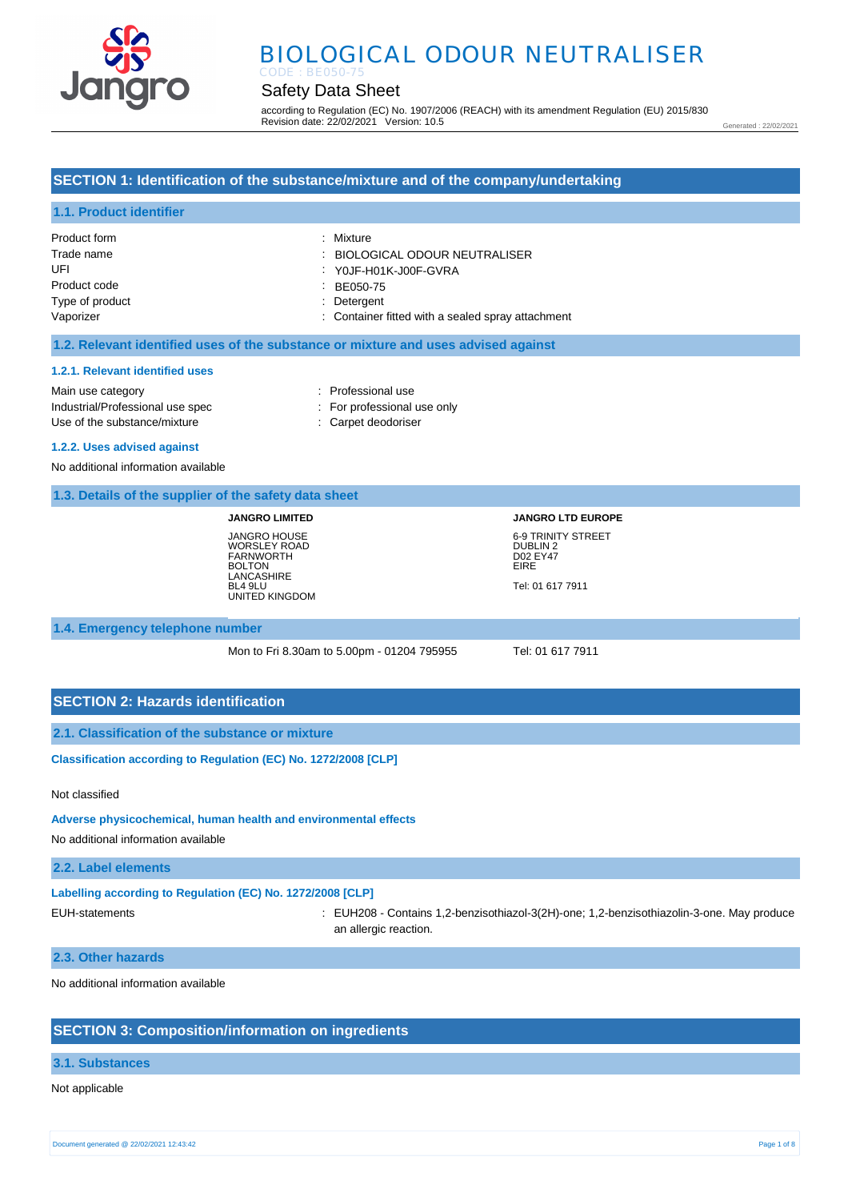# BIOLOGICAL ODOUR NEUTRALISER

CODE : BE050-75

## Safety Data Sheet

according to Regulation (EC) No. 1907/2006 (REACH) with its amendment Regulation (EU) 2015/830
Revision date: 22/02/2021 Version: 10.5

Generated : 22/02/2021

## SECTION 1: Identification of the substance/mixture and of the company/undertaking

### 1.1. Product identifier

| | |
|---|---|
| Product form | : Mixture |
| Trade name | : BIOLOGICAL ODOUR NEUTRALISER |
| UFI | : Y0JF-H01K-J00F-GVRA |
| Product code | : BE050-75 |
| Type of product | : Detergent |
| Vaporizer | : Container fitted with a sealed spray attachment |

### 1.2. Relevant identified uses of the substance or mixture and uses advised against

#### 1.2.1. Relevant identified uses

| | |
|---|---|
| Main use category | : Professional use |
| Industrial/Professional use spec | : For professional use only |
| Use of the substance/mixture | : Carpet deodoriser |

#### 1.2.2. Uses advised against

No additional information available

### 1.3. Details of the supplier of the safety data sheet

**JANGRO LIMITED**

JANGRO HOUSE
WORSLEY ROAD
FARNWORTH
BOLTON
LANCASHIRE
BL4 9LU
UNITED KINGDOM

**JANGRO LTD EUROPE**

6-9 TRINITY STREET
DUBLIN 2
D02 EY47
EIRE

Tel: 01 617 7911

### 1.4. Emergency telephone number

Mon to Fri 8.30am to 5.00pm - 01204 795955

Tel: 01 617 7911

## SECTION 2: Hazards identification

### 2.1. Classification of the substance or mixture

**Classification according to Regulation (EC) No. 1272/2008 [CLP]**

Not classified

**Adverse physicochemical, human health and environmental effects**

No additional information available

### 2.2. Label elements

**Labelling according to Regulation (EC) No. 1272/2008 [CLP]**

EUH-statements : EUH208 - Contains 1,2-benzisothiazol-3(2H)-one; 1,2-benzisothiazolin-3-one. May produce an allergic reaction.

### 2.3. Other hazards

No additional information available

## SECTION 3: Composition/information on ingredients

### 3.1. Substances

Not applicable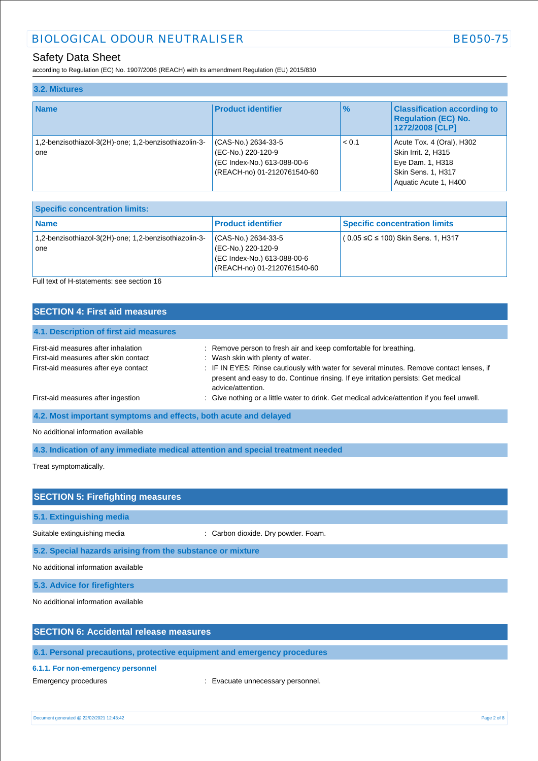### 3.2. Mixtures

| Name | Product identifier | % | Classification according to Regulation (EC) No. 1272/2008 [CLP] |
|---|---|---|---|
| 1,2-benzisothiazol-3(2H)-one; 1,2-benzisothiazolin-3-one | (CAS-No.) 2634-33-5<br>(EC-No.) 220-120-9<br>(EC Index-No.) 613-088-00-6<br>(REACH-no) 01-2120761540-60 | < 0.1 | Acute Tox. 4 (Oral), H302<br>Skin Irrit. 2, H315<br>Eye Dam. 1, H318<br>Skin Sens. 1, H317<br>Aquatic Acute 1, H400 |

| Specific concentration limits: | | |
|---|---|---|
| **Name** | **Product identifier** | **Specific concentration limits** |
| 1,2-benzisothiazol-3(2H)-one; 1,2-benzisothiazolin-3-one | (CAS-No.) 2634-33-5<br>(EC-No.) 220-120-9<br>(EC Index-No.) 613-088-00-6<br>(REACH-no) 01-2120761540-60 | ( 0.05 ≤C ≤ 100) Skin Sens. 1, H317 |

Full text of H-statements: see section 16

## SECTION 4: First aid measures

### 4.1. Description of first aid measures

First-aid measures after inhalation : Remove person to fresh air and keep comfortable for breathing.

First-aid measures after skin contact : Wash skin with plenty of water.

First-aid measures after eye contact : IF IN EYES: Rinse cautiously with water for several minutes. Remove contact lenses, if present and easy to do. Continue rinsing. If eye irritation persists: Get medical advice/attention.

First-aid measures after ingestion : Give nothing or a little water to drink. Get medical advice/attention if you feel unwell.

### 4.2. Most important symptoms and effects, both acute and delayed

No additional information available

### 4.3. Indication of any immediate medical attention and special treatment needed

Treat symptomatically.

## SECTION 5: Firefighting measures

### 5.1. Extinguishing media

Suitable extinguishing media : Carbon dioxide. Dry powder. Foam.

### 5.2. Special hazards arising from the substance or mixture

No additional information available

### 5.3. Advice for firefighters

No additional information available

## SECTION 6: Accidental release measures

### 6.1. Personal precautions, protective equipment and emergency procedures

#### 6.1.1. For non-emergency personnel

Emergency procedures : Evacuate unnecessary personnel.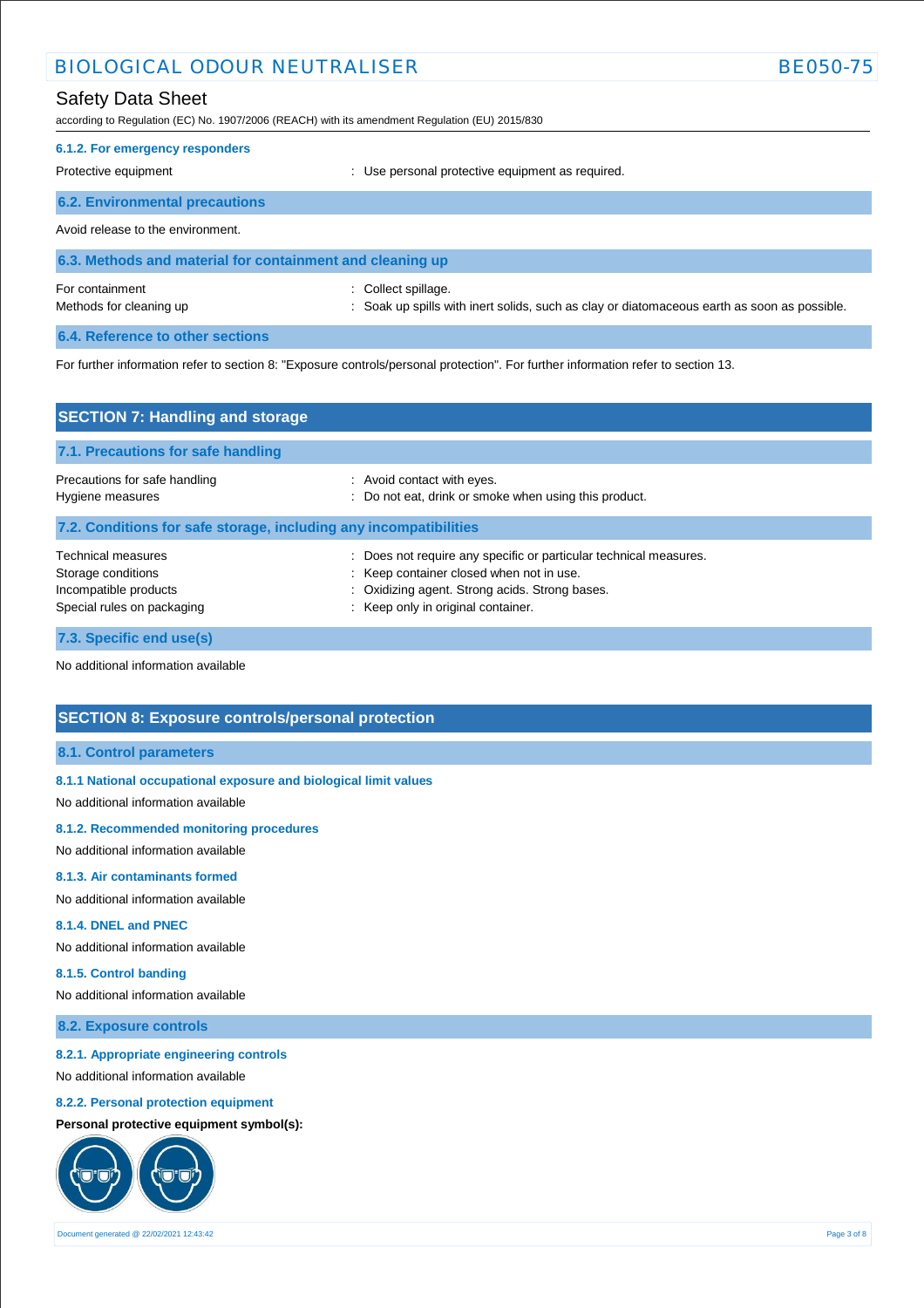#### 6.1.2. For emergency responders

Protective equipment : Use personal protective equipment as required.

### 6.2. Environmental precautions

Avoid release to the environment.

### 6.3. Methods and material for containment and cleaning up

For containment : Collect spillage.

Methods for cleaning up : Soak up spills with inert solids, such as clay or diatomaceous earth as soon as possible.

### 6.4. Reference to other sections

For further information refer to section 8: "Exposure controls/personal protection". For further information refer to section 13.

## SECTION 7: Handling and storage

### 7.1. Precautions for safe handling

Precautions for safe handling : Avoid contact with eyes.

Hygiene measures : Do not eat, drink or smoke when using this product.

### 7.2. Conditions for safe storage, including any incompatibilities

Technical measures : Does not require any specific or particular technical measures.

Storage conditions : Keep container closed when not in use.

Incompatible products : Oxidizing agent. Strong acids. Strong bases.

Special rules on packaging : Keep only in original container.

### 7.3. Specific end use(s)

No additional information available

## SECTION 8: Exposure controls/personal protection

### 8.1. Control parameters

#### 8.1.1 National occupational exposure and biological limit values

No additional information available

#### 8.1.2. Recommended monitoring procedures

No additional information available

#### 8.1.3. Air contaminants formed

No additional information available

#### 8.1.4. DNEL and PNEC

No additional information available

#### 8.1.5. Control banding

No additional information available

### 8.2. Exposure controls

#### 8.2.1. Appropriate engineering controls

No additional information available

#### 8.2.2. Personal protection equipment

**Personal protective equipment symbol(s):**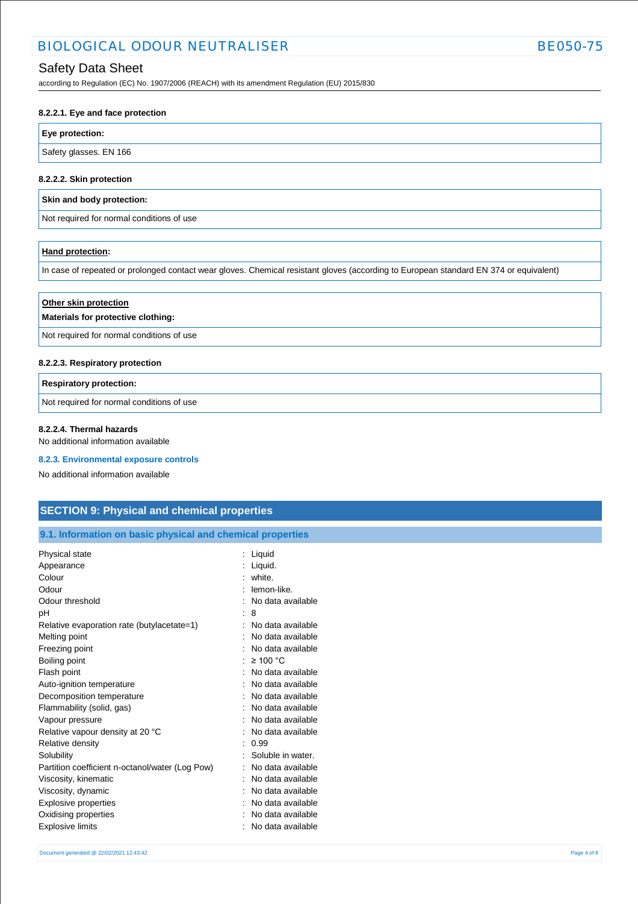#### 8.2.2.1. Eye and face protection

| Eye protection: |
|---|
| Safety glasses. EN 166 |

#### 8.2.2.2. Skin protection

| Skin and body protection: |
|---|
| Not required for normal conditions of use |

| Hand protection: |
|---|
| In case of repeated or prolonged contact wear gloves. Chemical resistant gloves (according to European standard EN 374 or equivalent) |

| Other skin protection<br>Materials for protective clothing: |
|---|
| Not required for normal conditions of use |

#### 8.2.2.3. Respiratory protection

| Respiratory protection: |
|---|
| Not required for normal conditions of use |

#### 8.2.2.4. Thermal hazards

No additional information available

### 8.2.3. Environmental exposure controls

No additional information available

## SECTION 9: Physical and chemical properties

### 9.1. Information on basic physical and chemical properties

| Property | Value |
|---|---|
| Physical state | Liquid |
| Appearance | Liquid. |
| Colour | white. |
| Odour | lemon-like. |
| Odour threshold | No data available |
| pH | 8 |
| Relative evaporation rate (butylacetate=1) | No data available |
| Melting point | No data available |
| Freezing point | No data available |
| Boiling point | ≥ 100 °C |
| Flash point | No data available |
| Auto-ignition temperature | No data available |
| Decomposition temperature | No data available |
| Flammability (solid, gas) | No data available |
| Vapour pressure | No data available |
| Relative vapour density at 20 °C | No data available |
| Relative density | 0.99 |
| Solubility | Soluble in water. |
| Partition coefficient n-octanol/water (Log Pow) | No data available |
| Viscosity, kinematic | No data available |
| Viscosity, dynamic | No data available |
| Explosive properties | No data available |
| Oxidising properties | No data available |
| Explosive limits | No data available |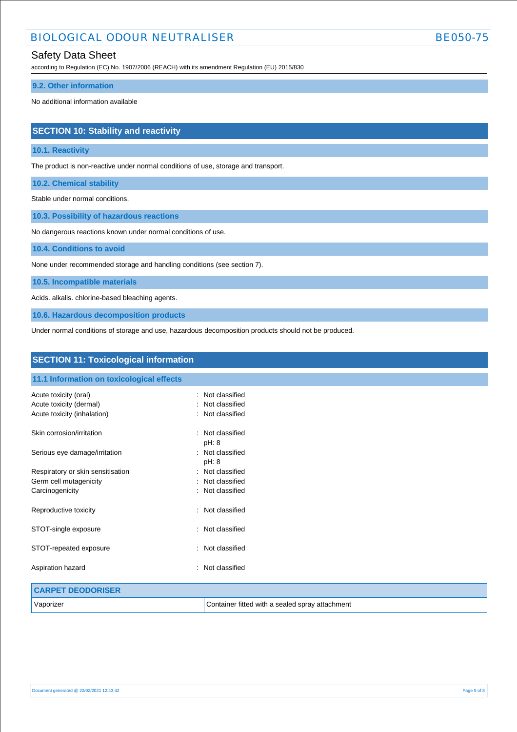### 9.2. Other information

No additional information available

## SECTION 10: Stability and reactivity

### 10.1. Reactivity

The product is non-reactive under normal conditions of use, storage and transport.

### 10.2. Chemical stability

Stable under normal conditions.

### 10.3. Possibility of hazardous reactions

No dangerous reactions known under normal conditions of use.

### 10.4. Conditions to avoid

None under recommended storage and handling conditions (see section 7).

### 10.5. Incompatible materials

Acids. alkalis. chlorine-based bleaching agents.

### 10.6. Hazardous decomposition products

Under normal conditions of storage and use, hazardous decomposition products should not be produced.

## SECTION 11: Toxicological information

### 11.1 Information on toxicological effects

Acute toxicity (oral) : Not classified
Acute toxicity (dermal) : Not classified
Acute toxicity (inhalation) : Not classified

Skin corrosion/irritation : Not classified
pH: 8

Serious eye damage/irritation : Not classified
pH: 8

Respiratory or skin sensitisation : Not classified
Germ cell mutagenicity : Not classified
Carcinogenicity : Not classified

Reproductive toxicity : Not classified

STOT-single exposure : Not classified

STOT-repeated exposure : Not classified

Aspiration hazard : Not classified

| CARPET DEODORISER | |
|---|---|
| Vaporizer | Container fitted with a sealed spray attachment |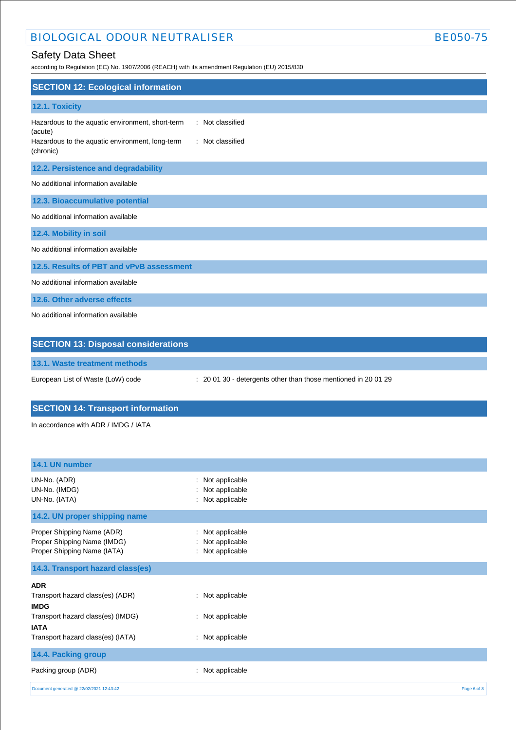## SECTION 12: Ecological information

### 12.1. Toxicity

| | |
|---|---|
| Hazardous to the aquatic environment, short-term (acute) | : Not classified |
| Hazardous to the aquatic environment, long-term (chronic) | : Not classified |

### 12.2. Persistence and degradability

No additional information available

### 12.3. Bioaccumulative potential

No additional information available

### 12.4. Mobility in soil

No additional information available

### 12.5. Results of PBT and vPvB assessment

No additional information available

### 12.6. Other adverse effects

No additional information available

## SECTION 13: Disposal considerations

### 13.1. Waste treatment methods

| | |
|---|---|
| European List of Waste (LoW) code | : 20 01 30 - detergents other than those mentioned in 20 01 29 |

## SECTION 14: Transport information

In accordance with ADR / IMDG / IATA

### 14.1 UN number

| | |
|---|---|
| UN-No. (ADR) | : Not applicable |
| UN-No. (IMDG) | : Not applicable |
| UN-No. (IATA) | : Not applicable |

### 14.2. UN proper shipping name

| | |
|---|---|
| Proper Shipping Name (ADR) | : Not applicable |
| Proper Shipping Name (IMDG) | : Not applicable |
| Proper Shipping Name (IATA) | : Not applicable |

### 14.3. Transport hazard class(es)

**ADR**

| | |
|---|---|
| Transport hazard class(es) (ADR) | : Not applicable |

**IMDG**

| | |
|---|---|
| Transport hazard class(es) (IMDG) | : Not applicable |

**IATA**

| | |
|---|---|
| Transport hazard class(es) (IATA) | : Not applicable |

### 14.4. Packing group

| | |
|---|---|
| Packing group (ADR) | : Not applicable |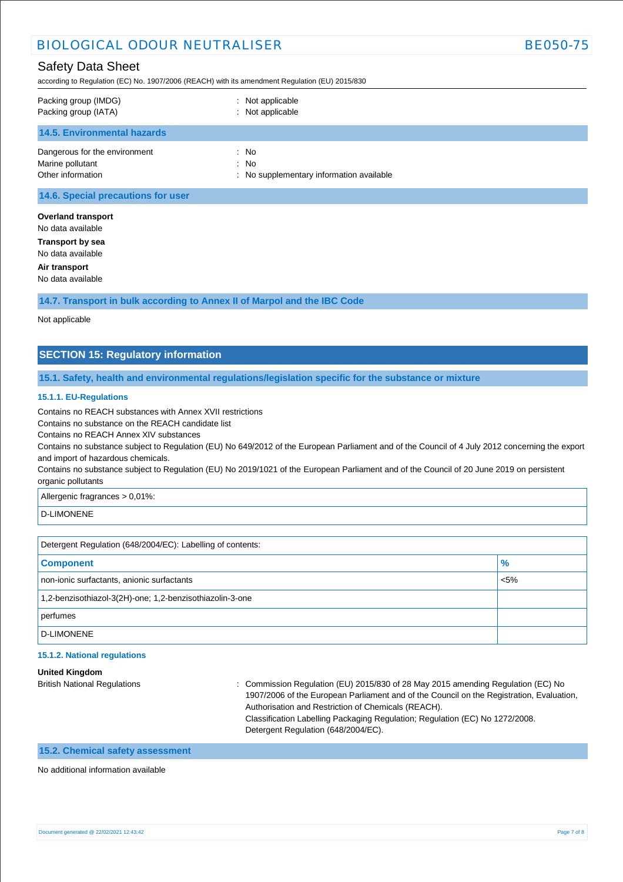| | |
|---|---|
| Packing group (IMDG) | : Not applicable |
| Packing group (IATA) | : Not applicable |

### 14.5. Environmental hazards

| | |
|---|---|
| Dangerous for the environment | : No |
| Marine pollutant | : No |
| Other information | : No supplementary information available |

### 14.6. Special precautions for user

**Overland transport**
No data available

**Transport by sea**
No data available

**Air transport**
No data available

### 14.7. Transport in bulk according to Annex II of Marpol and the IBC Code

Not applicable

## SECTION 15: Regulatory information

### 15.1. Safety, health and environmental regulations/legislation specific for the substance or mixture

#### 15.1.1. EU-Regulations

Contains no REACH substances with Annex XVII restrictions
Contains no substance on the REACH candidate list
Contains no REACH Annex XIV substances
Contains no substance subject to Regulation (EU) No 649/2012 of the European Parliament and of the Council of 4 July 2012 concerning the export and import of hazardous chemicals.
Contains no substance subject to Regulation (EU) No 2019/1021 of the European Parliament and of the Council of 20 June 2019 on persistent organic pollutants

| Allergenic fragrances > 0,01%: |
|---|
| D-LIMONENE |

Detergent Regulation (648/2004/EC): Labelling of contents:

| Component | % |
|---|---|
| non-ionic surfactants, anionic surfactants | <5% |
| 1,2-benzisothiazol-3(2H)-one; 1,2-benzisothiazolin-3-one | |
| perfumes | |
| D-LIMONENE | |

#### 15.1.2. National regulations

**United Kingdom**

British National Regulations : Commission Regulation (EU) 2015/830 of 28 May 2015 amending Regulation (EC) No 1907/2006 of the European Parliament and of the Council on the Registration, Evaluation, Authorisation and Restriction of Chemicals (REACH).
Classification Labelling Packaging Regulation; Regulation (EC) No 1272/2008.
Detergent Regulation (648/2004/EC).

### 15.2. Chemical safety assessment

No additional information available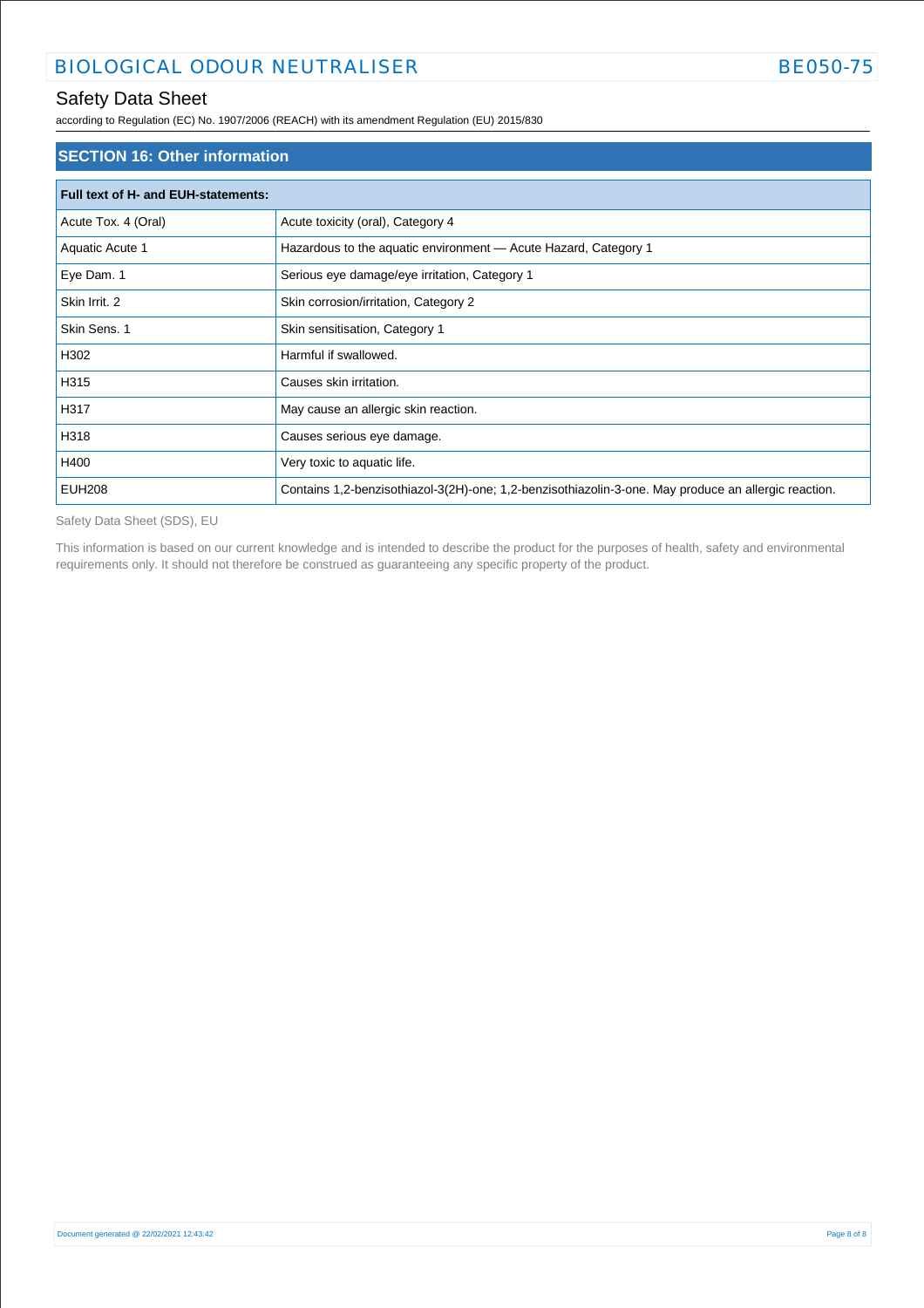## SECTION 16: Other information

| Full text of H- and EUH-statements: | |
|---|---|
| Acute Tox. 4 (Oral) | Acute toxicity (oral), Category 4 |
| Aquatic Acute 1 | Hazardous to the aquatic environment — Acute Hazard, Category 1 |
| Eye Dam. 1 | Serious eye damage/eye irritation, Category 1 |
| Skin Irrit. 2 | Skin corrosion/irritation, Category 2 |
| Skin Sens. 1 | Skin sensitisation, Category 1 |
| H302 | Harmful if swallowed. |
| H315 | Causes skin irritation. |
| H317 | May cause an allergic skin reaction. |
| H318 | Causes serious eye damage. |
| H400 | Very toxic to aquatic life. |
| EUH208 | Contains 1,2-benzisothiazol-3(2H)-one; 1,2-benzisothiazolin-3-one. May produce an allergic reaction. |

Safety Data Sheet (SDS), EU

This information is based on our current knowledge and is intended to describe the product for the purposes of health, safety and environmental requirements only. It should not therefore be construed as guaranteeing any specific property of the product.

Document generated @ 22/02/2021 12:43:42